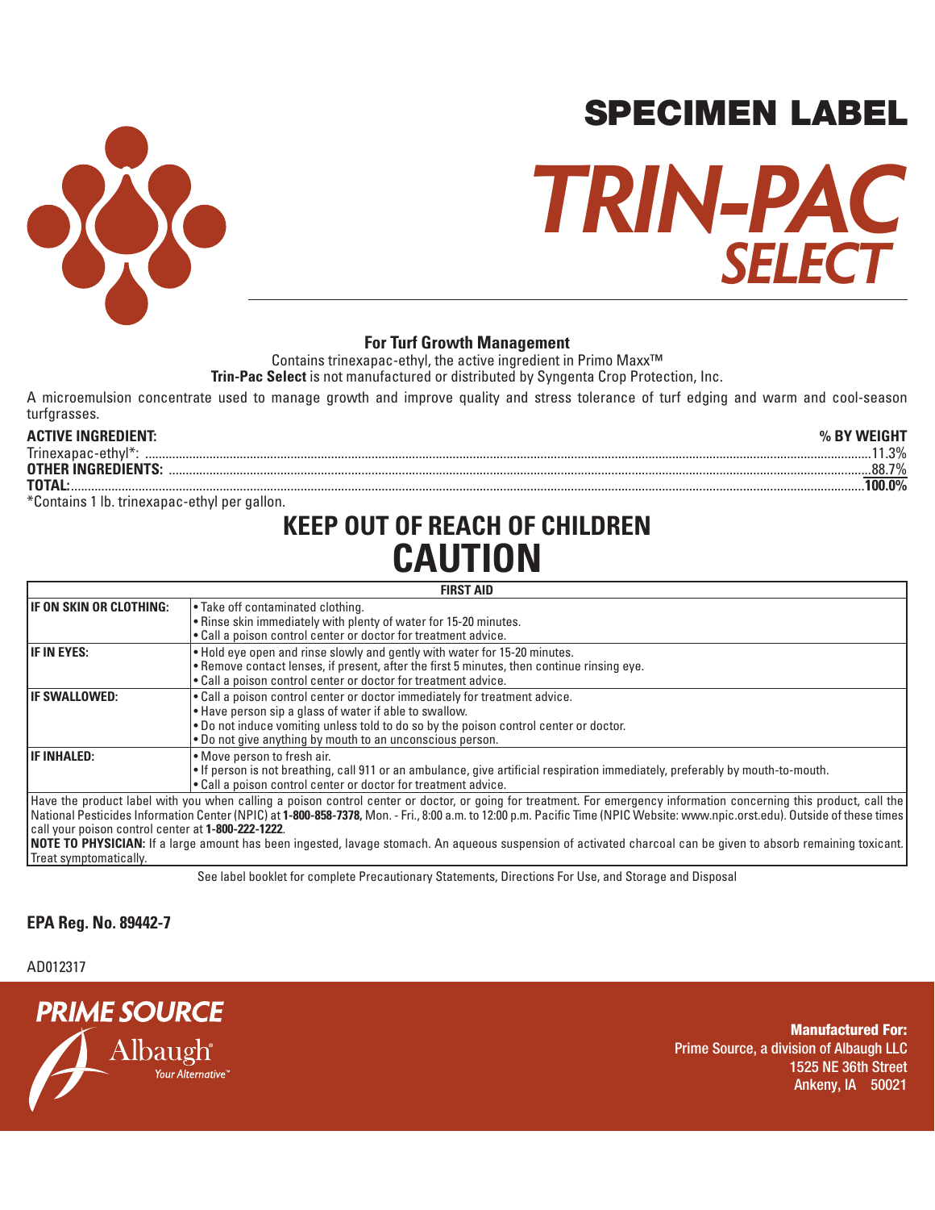# SPECIMEN LABEL

# TRIN-PAC SELECT

**For Turf Growth Management**

Contains trinexapac-ethyl, the active ingredient in Primo Maxx™

**Trin-Pac Select** is not manufactured or distributed by Syngenta Crop Protection, Inc.

A microemulsion concentrate used to manage growth and improve quality and stress tolerance of turf edging and warm and cool-season turfgrasses.

| **ACTIVE INGREDIENT:** | **% BY WEIGHT** |
|---|---|
| Trinexapac-ethyl*: | 11.3% |
| **OTHER INGREDIENTS:** | 88.7% |
| **TOTAL:** | **100.0%** |

*Contains 1 lb. trinexapac-ethyl per gallon.

## KEEP OUT OF REACH OF CHILDREN

## CAUTION

| **FIRST AID** | |
|---|---|
| **IF ON SKIN OR CLOTHING:** | • Take off contaminated clothing.<br>• Rinse skin immediately with plenty of water for 15-20 minutes.<br>• Call a poison control center or doctor for treatment advice. |
| **IF IN EYES:** | • Hold eye open and rinse slowly and gently with water for 15-20 minutes.<br>• Remove contact lenses, if present, after the first 5 minutes, then continue rinsing eye.<br>• Call a poison control center or doctor for treatment advice. |
| **IF SWALLOWED:** | • Call a poison control center or doctor immediately for treatment advice.<br>• Have person sip a glass of water if able to swallow.<br>• Do not induce vomiting unless told to do so by the poison control center or doctor.<br>• Do not give anything by mouth to an unconscious person. |
| **IF INHALED:** | • Move person to fresh air.<br>• If person is not breathing, call 911 or an ambulance, give artificial respiration immediately, preferably by mouth-to-mouth.<br>• Call a poison control center or doctor for treatment advice. |

Have the product label with you when calling a poison control center or doctor, or going for treatment. For emergency information concerning this product, call the National Pesticides Information Center (NPIC) at **1-800-858-7378,** Mon. - Fri., 8:00 a.m. to 12:00 p.m. Pacific Time (NPIC Website: www.npic.orst.edu). Outside of these times call your poison control center at **1-800-222-1222**.

**NOTE TO PHYSICIAN:** If a large amount has been ingested, lavage stomach. An aqueous suspension of activated charcoal can be given to absorb remaining toxicant. Treat symptomatically.

See label booklet for complete Precautionary Statements, Directions For Use, and Storage and Disposal

**EPA Reg. No. 89442-7**

AD012317

PRIME SOURCE

Albaugh® Your Alternative™

**Manufactured For:**
Prime Source, a division of Albaugh LLC
1525 NE 36th Street
Ankeny, IA 50021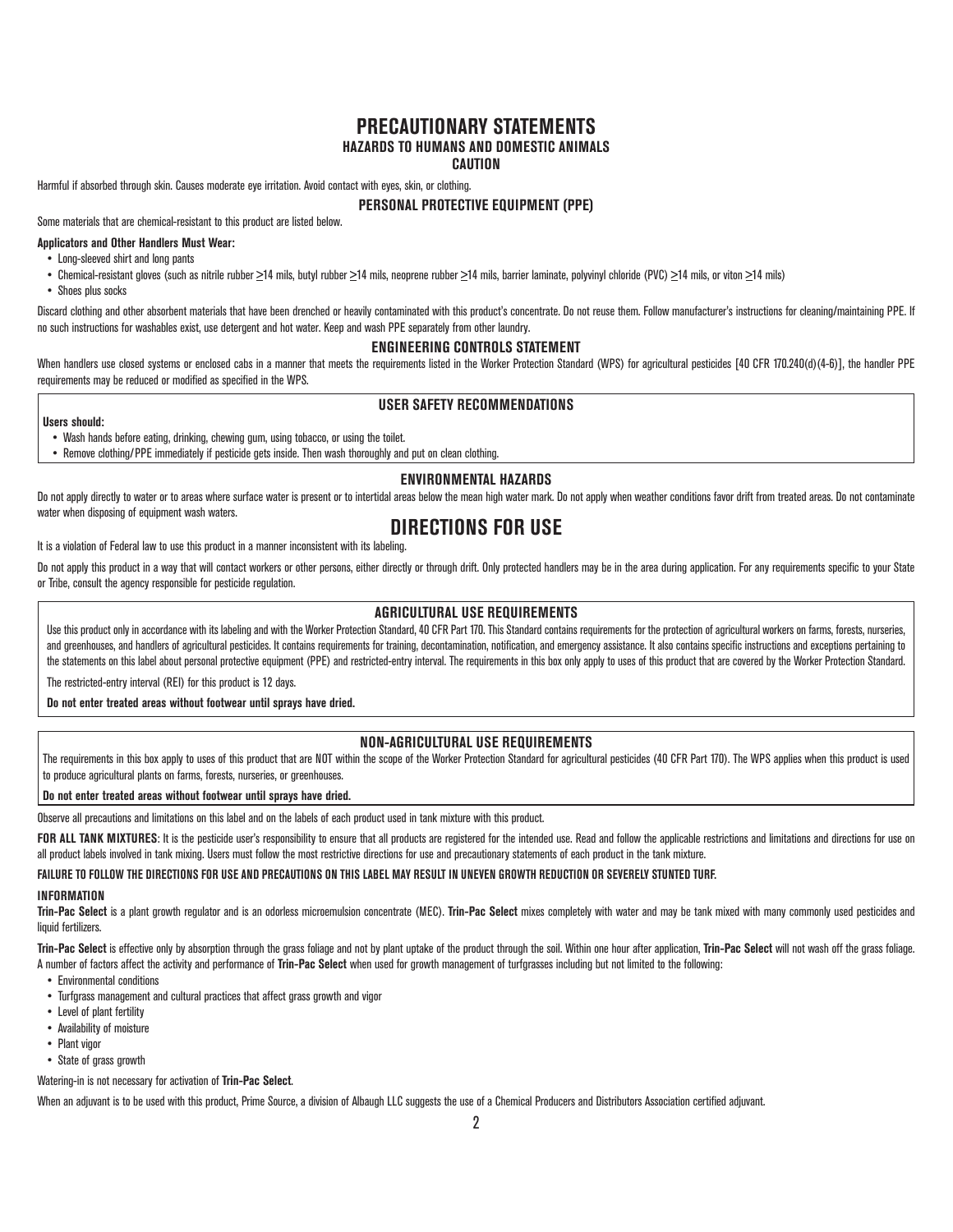# PRECAUTIONARY STATEMENTS

## HAZARDS TO HUMANS AND DOMESTIC ANIMALS

### CAUTION

Harmful if absorbed through skin. Causes moderate eye irritation. Avoid contact with eyes, skin, or clothing.

### PERSONAL PROTECTIVE EQUIPMENT (PPE)

Some materials that are chemical-resistant to this product are listed below.

**Applicators and Other Handlers Must Wear:**

- Long-sleeved shirt and long pants
- Chemical-resistant gloves (such as nitrile rubber ≥14 mils, butyl rubber ≥14 mils, neoprene rubber ≥14 mils, barrier laminate, polyvinyl chloride (PVC) ≥14 mils, or viton ≥14 mils)
- Shoes plus socks

Discard clothing and other absorbent materials that have been drenched or heavily contaminated with this product's concentrate. Do not reuse them. Follow manufacturer's instructions for cleaning/maintaining PPE. If no such instructions for washables exist, use detergent and hot water. Keep and wash PPE separately from other laundry.

### ENGINEERING CONTROLS STATEMENT

When handlers use closed systems or enclosed cabs in a manner that meets the requirements listed in the Worker Protection Standard (WPS) for agricultural pesticides [40 CFR 170.240(d)(4-6)], the handler PPE requirements may be reduced or modified as specified in the WPS.

### USER SAFETY RECOMMENDATIONS

**Users should:**

- Wash hands before eating, drinking, chewing gum, using tobacco, or using the toilet.
- Remove clothing/PPE immediately if pesticide gets inside. Then wash thoroughly and put on clean clothing.

### ENVIRONMENTAL HAZARDS

Do not apply directly to water or to areas where surface water is present or to intertidal areas below the mean high water mark. Do not apply when weather conditions favor drift from treated areas. Do not contaminate water when disposing of equipment wash waters.

# DIRECTIONS FOR USE

It is a violation of Federal law to use this product in a manner inconsistent with its labeling.

Do not apply this product in a way that will contact workers or other persons, either directly or through drift. Only protected handlers may be in the area during application. For any requirements specific to your State or Tribe, consult the agency responsible for pesticide regulation.

### AGRICULTURAL USE REQUIREMENTS

Use this product only in accordance with its labeling and with the Worker Protection Standard, 40 CFR Part 170. This Standard contains requirements for the protection of agricultural workers on farms, forests, nurseries, and greenhouses, and handlers of agricultural pesticides. It contains requirements for training, decontamination, notification, and emergency assistance. It also contains specific instructions and exceptions pertaining to the statements on this label about personal protective equipment (PPE) and restricted-entry interval. The requirements in this box only apply to uses of this product that are covered by the Worker Protection Standard.

The restricted-entry interval (REI) for this product is 12 days.

**Do not enter treated areas without footwear until sprays have dried.**

### NON-AGRICULTURAL USE REQUIREMENTS

The requirements in this box apply to uses of this product that are NOT within the scope of the Worker Protection Standard for agricultural pesticides (40 CFR Part 170). The WPS applies when this product is used to produce agricultural plants on farms, forests, nurseries, or greenhouses.

**Do not enter treated areas without footwear until sprays have dried.**

Observe all precautions and limitations on this label and on the labels of each product used in tank mixture with this product.

**FOR ALL TANK MIXTURES**: It is the pesticide user's responsibility to ensure that all products are registered for the intended use. Read and follow the applicable restrictions and limitations and directions for use on all product labels involved in tank mixing. Users must follow the most restrictive directions for use and precautionary statements of each product in the tank mixture.

**FAILURE TO FOLLOW THE DIRECTIONS FOR USE AND PRECAUTIONS ON THIS LABEL MAY RESULT IN UNEVEN GROWTH REDUCTION OR SEVERELY STUNTED TURF.**

### INFORMATION

**Trin-Pac Select** is a plant growth regulator and is an odorless microemulsion concentrate (MEC). **Trin-Pac Select** mixes completely with water and may be tank mixed with many commonly used pesticides and liquid fertilizers.

**Trin-Pac Select** is effective only by absorption through the grass foliage and not by plant uptake of the product through the soil. Within one hour after application, **Trin-Pac Select** will not wash off the grass foliage. A number of factors affect the activity and performance of **Trin-Pac Select** when used for growth management of turfgrasses including but not limited to the following:

- Environmental conditions
- Turfgrass management and cultural practices that affect grass growth and vigor
- Level of plant fertility
- Availability of moisture
- Plant vigor
- State of grass growth

Watering-in is not necessary for activation of **Trin-Pac Select**.

When an adjuvant is to be used with this product, Prime Source, a division of Albaugh LLC suggests the use of a Chemical Producers and Distributors Association certified adjuvant.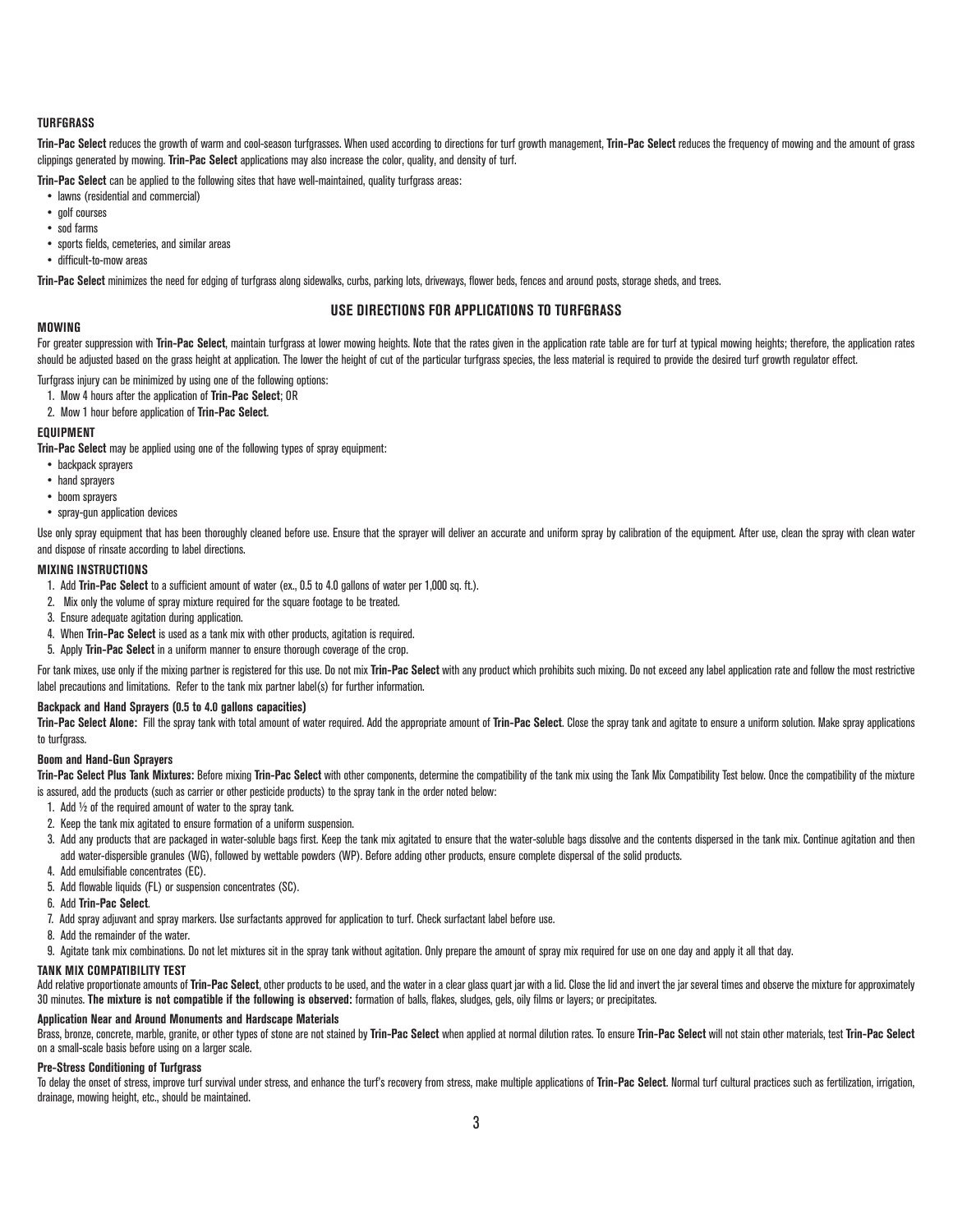### TURFGRASS

**Trin-Pac Select** reduces the growth of warm and cool-season turfgrasses. When used according to directions for turf growth management, **Trin-Pac Select** reduces the frequency of mowing and the amount of grass clippings generated by mowing. **Trin-Pac Select** applications may also increase the color, quality, and density of turf.

**Trin-Pac Select** can be applied to the following sites that have well-maintained, quality turfgrass areas:

- lawns (residential and commercial)
- golf courses
- sod farms
- sports fields, cemeteries, and similar areas
- difficult-to-mow areas

**Trin-Pac Select** minimizes the need for edging of turfgrass along sidewalks, curbs, parking lots, driveways, flower beds, fences and around posts, storage sheds, and trees.

## USE DIRECTIONS FOR APPLICATIONS TO TURFGRASS

### MOWING

For greater suppression with **Trin-Pac Select**, maintain turfgrass at lower mowing heights. Note that the rates given in the application rate table are for turf at typical mowing heights; therefore, the application rates should be adjusted based on the grass height at application. The lower the height of cut of the particular turfgrass species, the less material is required to provide the desired turf growth regulator effect.

Turfgrass injury can be minimized by using one of the following options:

1. Mow 4 hours after the application of **Trin-Pac Select**; OR
2. Mow 1 hour before application of **Trin-Pac Select**.

### EQUIPMENT

**Trin-Pac Select** may be applied using one of the following types of spray equipment:

- backpack sprayers
- hand sprayers
- boom sprayers
- spray-gun application devices

Use only spray equipment that has been thoroughly cleaned before use. Ensure that the sprayer will deliver an accurate and uniform spray by calibration of the equipment. After use, clean the spray with clean water and dispose of rinsate according to label directions.

### MIXING INSTRUCTIONS

1. Add **Trin-Pac Select** to a sufficient amount of water (ex., 0.5 to 4.0 gallons of water per 1,000 sq. ft.).
2. Mix only the volume of spray mixture required for the square footage to be treated.
3. Ensure adequate agitation during application.
4. When **Trin-Pac Select** is used as a tank mix with other products, agitation is required.
5. Apply **Trin-Pac Select** in a uniform manner to ensure thorough coverage of the crop.

For tank mixes, use only if the mixing partner is registered for this use. Do not mix **Trin-Pac Select** with any product which prohibits such mixing. Do not exceed any label application rate and follow the most restrictive label precautions and limitations. Refer to the tank mix partner label(s) for further information.

#### Backpack and Hand Sprayers (0.5 to 4.0 gallons capacities)

**Trin-Pac Select Alone:** Fill the spray tank with total amount of water required. Add the appropriate amount of **Trin-Pac Select**. Close the spray tank and agitate to ensure a uniform solution. Make spray applications to turfgrass.

#### Boom and Hand-Gun Sprayers

**Trin-Pac Select Plus Tank Mixtures:** Before mixing **Trin-Pac Select** with other components, determine the compatibility of the tank mix using the Tank Mix Compatibility Test below. Once the compatibility of the mixture is assured, add the products (such as carrier or other pesticide products) to the spray tank in the order noted below:

1. Add ½ of the required amount of water to the spray tank.
2. Keep the tank mix agitated to ensure formation of a uniform suspension.
3. Add any products that are packaged in water-soluble bags first. Keep the tank mix agitated to ensure that the water-soluble bags dissolve and the contents dispersed in the tank mix. Continue agitation and then add water-dispersible granules (WG), followed by wettable powders (WP). Before adding other products, ensure complete dispersal of the solid products.
4. Add emulsifiable concentrates (EC).
5. Add flowable liquids (FL) or suspension concentrates (SC).
6. Add **Trin-Pac Select**.
7. Add spray adjuvant and spray markers. Use surfactants approved for application to turf. Check surfactant label before use.
8. Add the remainder of the water.
9. Agitate tank mix combinations. Do not let mixtures sit in the spray tank without agitation. Only prepare the amount of spray mix required for use on one day and apply it all that day.

### TANK MIX COMPATIBILITY TEST

Add relative proportionate amounts of **Trin-Pac Select**, other products to be used, and the water in a clear glass quart jar with a lid. Close the lid and invert the jar several times and observe the mixture for approximately 30 minutes. **The mixture is not compatible if the following is observed:** formation of balls, flakes, sludges, gels, oily films or layers; or precipitates.

#### Application Near and Around Monuments and Hardscape Materials

Brass, bronze, concrete, marble, granite, or other types of stone are not stained by **Trin-Pac Select** when applied at normal dilution rates. To ensure **Trin-Pac Select** will not stain other materials, test **Trin-Pac Select** on a small-scale basis before using on a larger scale.

#### Pre-Stress Conditioning of Turfgrass

To delay the onset of stress, improve turf survival under stress, and enhance the turf's recovery from stress, make multiple applications of **Trin-Pac Select**. Normal turf cultural practices such as fertilization, irrigation, drainage, mowing height, etc., should be maintained.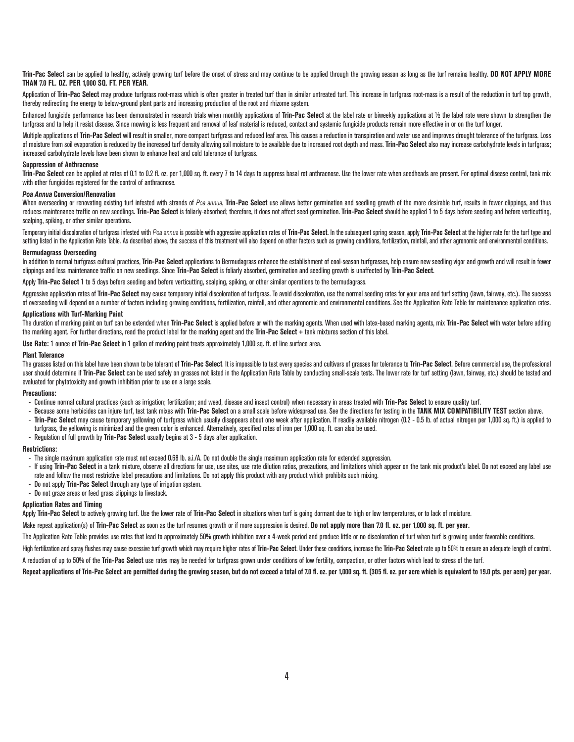**Trin-Pac Select** can be applied to healthy, actively growing turf before the onset of stress and may continue to be applied through the growing season as long as the turf remains healthy. **DO NOT APPLY MORE THAN 7.0 FL. OZ. PER 1,000 SQ. FT. PER YEAR.**

Application of **Trin-Pac Select** may produce turfgrass root-mass which is often greater in treated turf than in similar untreated turf. This increase in turfgrass root-mass is a result of the reduction in turf top growth, thereby redirecting the energy to below-ground plant parts and increasing production of the root and rhizome system.

Enhanced fungicide performance has been demonstrated in research trials when monthly applications of **Trin-Pac Select** at the label rate or biweekly applications at ½ the label rate were shown to strengthen the turfgrass and to help it resist disease. Since mowing is less frequent and removal of leaf material is reduced, contact and systemic fungicide products remain more effective in or on the turf longer.

Multiple applications of **Trin-Pac Select** will result in smaller, more compact turfgrass and reduced leaf area. This causes a reduction in transpiration and water use and improves drought tolerance of the turfgrass. Loss of moisture from soil evaporation is reduced by the increased turf density allowing soil moisture to be available due to increased root depth and mass. **Trin-Pac Select** also may increase carbohydrate levels in turfgrass; increased carbohydrate levels have been shown to enhance heat and cold tolerance of turfgrass.

#### Suppression of Anthracnose

**Trin-Pac Select** can be applied at rates of 0.1 to 0.2 fl. oz. per 1,000 sq. ft. every 7 to 14 days to suppress basal rot anthracnose. Use the lower rate when seedheads are present. For optimal disease control, tank mix with other fungicides registered for the control of anthracnose.

#### *Poa Annua* Conversion/Renovation

When overseeding or renovating existing turf infested with strands of *Poa annua*, **Trin-Pac Select** use allows better germination and seedling growth of the more desirable turf, results in fewer clippings, and thus reduces maintenance traffic on new seedlings. **Trin-Pac Select** is foliarly-absorbed; therefore, it does not affect seed germination. **Trin-Pac Select** should be applied 1 to 5 days before seeding and before verticutting, scalping, spiking, or other similar operations.

Temporary initial discoloration of turfgrass infested with *Poa annua* is possible with aggressive application rates of **Trin-Pac Select**. In the subsequent spring season, apply **Trin-Pac Select** at the higher rate for the turf type and setting listed in the Application Rate Table. As described above, the success of this treatment will also depend on other factors such as growing conditions, fertilization, rainfall, and other agronomic and environmental conditions.

#### Bermudagrass Overseeding

In addition to normal turfgrass cultural practices, **Trin-Pac Select** applications to Bermudagrass enhance the establishment of cool-season turfgrasses, help ensure new seedling vigor and growth and will result in fewer clippings and less maintenance traffic on new seedlings. Since **Trin-Pac Select** is foliarly absorbed, germination and seedling growth is unaffected by **Trin-Pac Select**.

Apply **Trin-Pac Select** 1 to 5 days before seeding and before verticutting, scalping, spiking, or other similar operations to the bermudagrass.

Aggressive application rates of **Trin-Pac Select** may cause temporary initial discoloration of turfgrass. To avoid discoloration, use the normal seeding rates for your area and turf setting (lawn, fairway, etc.). The success of overseeding will depend on a number of factors including growing conditions, fertilization, rainfall, and other agronomic and environmental conditions. See the Application Rate Table for maintenance application rates.

#### Applications with Turf-Marking Paint

The duration of marking paint on turf can be extended when **Trin-Pac Select** is applied before or with the marking agents. When used with latex-based marking agents, mix **Trin-Pac Select** with water before adding the marking agent. For further directions, read the product label for the marking agent and the **Trin-Pac Select** + tank mixtures section of this label.

**Use Rate:** 1 ounce of **Trin-Pac Select** in 1 gallon of marking paint treats approximately 1,000 sq. ft. of line surface area.

#### Plant Tolerance

The grasses listed on this label have been shown to be tolerant of **Trin-Pac Select**. It is impossible to test every species and cultivars of grasses for tolerance to **Trin-Pac Select**. Before commercial use, the professional user should determine if **Trin-Pac Select** can be used safely on grasses not listed in the Application Rate Table by conducting small-scale tests. The lower rate for turf setting (lawn, fairway, etc.) should be tested and evaluated for phytotoxicity and growth inhibition prior to use on a large scale.

#### Precautions:

- Continue normal cultural practices (such as irrigation; fertilization; and weed, disease and insect control) when necessary in areas treated with **Trin-Pac Select** to ensure quality turf.
- Because some herbicides can injure turf, test tank mixes with **Trin-Pac Select** on a small scale before widespread use. See the directions for testing in the **TANK MIX COMPATIBILITY TEST** section above.
- **Trin-Pac Select** may cause temporary yellowing of turfgrass which usually disappears about one week after application. If readily available nitrogen (0.2 - 0.5 lb. of actual nitrogen per 1,000 sq. ft.) is applied to turfgrass, the yellowing is minimized and the green color is enhanced. Alternatively, specified rates of iron per 1,000 sq. ft. can also be used.
- Regulation of full growth by **Trin-Pac Select** usually begins at 3 - 5 days after application.

#### Restrictions:

- The single maximum application rate must not exceed 0.68 lb. a.i./A. Do not double the single maximum application rate for extended suppression.
- If using **Trin-Pac Select** in a tank mixture, observe all directions for use, use sites, use rate dilution ratios, precautions, and limitations which appear on the tank mix product's label. Do not exceed any label use rate and follow the most restrictive label precautions and limitations. Do not apply this product with any product which prohibits such mixing.
- Do not apply **Trin-Pac Select** through any type of irrigation system.
- Do not graze areas or feed grass clippings to livestock.

#### Application Rates and Timing

Apply **Trin-Pac Select** to actively growing turf. Use the lower rate of **Trin-Pac Select** in situations when turf is going dormant due to high or low temperatures, or to lack of moisture.

Make repeat application(s) of **Trin-Pac Select** as soon as the turf resumes growth or if more suppression is desired. **Do not apply more than 7.0 fl. oz. per 1,000 sq. ft. per year.**

The Application Rate Table provides use rates that lead to approximately 50% growth inhibition over a 4-week period and produce little or no discoloration of turf when turf is growing under favorable conditions.

High fertilization and spray flushes may cause excessive turf growth which may require higher rates of **Trin-Pac Select**. Under these conditions, increase the **Trin-Pac Select** rate up to 50% to ensure an adequate length of control.

A reduction of up to 50% of the **Trin-Pac Select** use rates may be needed for turfgrass grown under conditions of low fertility, compaction, or other factors which lead to stress of the turf.

**Repeat applications of Trin-Pac Select are permitted during the growing season, but do not exceed a total of 7.0 fl. oz. per 1,000 sq. ft. (305 fl. oz. per acre which is equivalent to 19.0 pts. per acre) per year.**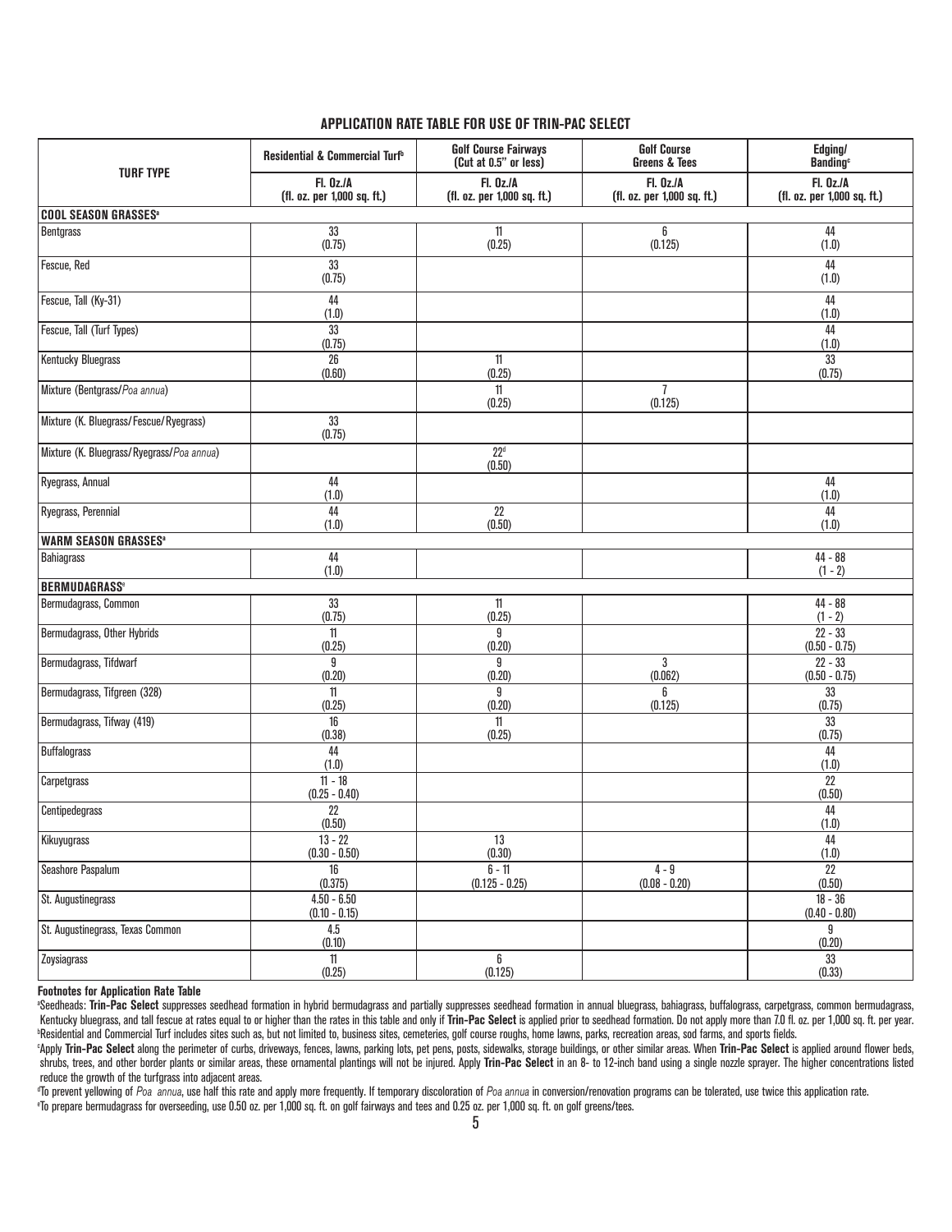### APPLICATION RATE TABLE FOR USE OF TRIN-PAC SELECT

| TURF TYPE | Residential & Commercial Turf[b] | Golf Course Fairways (Cut at 0.5" or less) | Golf Course Greens & Tees | Edging/ Banding[c] |
|---|---|---|---|---|
| | Fl. Oz./A (fl. oz. per 1,000 sq. ft.) | Fl. Oz./A (fl. oz. per 1,000 sq. ft.) | Fl. Oz./A (fl. oz. per 1,000 sq. ft.) | Fl. Oz./A (fl. oz. per 1,000 sq. ft.) |
| **COOL SEASON GRASSES[a]** | | | | |
| Bentgrass | 33 (0.75) | 11 (0.25) | 6 (0.125) | 44 (1.0) |
| Fescue, Red | 33 (0.75) | | | 44 (1.0) |
| Fescue, Tall (Ky-31) | 44 (1.0) | | | 44 (1.0) |
| Fescue, Tall (Turf Types) | 33 (0.75) | | | 44 (1.0) |
| Kentucky Bluegrass | 26 (0.60) | 11 (0.25) | | 33 (0.75) |
| Mixture (Bentgrass/*Poa annua*) | | 11 (0.25) | 7 (0.125) | |
| Mixture (K. Bluegrass/Fescue/Ryegrass) | 33 (0.75) | | | |
| Mixture (K. Bluegrass/Ryegrass/*Poa annua*) | | 22[d] (0.50) | | |
| Ryegrass, Annual | 44 (1.0) | | | 44 (1.0) |
| Ryegrass, Perennial | 44 (1.0) | 22 (0.50) | | 44 (1.0) |
| **WARM SEASON GRASSES[a]** | | | | |
| Bahiagrass | 44 (1.0) | | | 44 - 88 (1 - 2) |
| **BERMUDAGRASS[e]** | | | | |
| Bermudagrass, Common | 33 (0.75) | 11 (0.25) | | 44 - 88 (1 - 2) |
| Bermudagrass, Other Hybrids | 11 (0.25) | 9 (0.20) | | 22 - 33 (0.50 - 0.75) |
| Bermudagrass, Tifdwarf | 9 (0.20) | 9 (0.20) | 3 (0.062) | 22 - 33 (0.50 - 0.75) |
| Bermudagrass, Tifgreen (328) | 11 (0.25) | 9 (0.20) | 6 (0.125) | 33 (0.75) |
| Bermudagrass, Tifway (419) | 16 (0.38) | 11 (0.25) | | 33 (0.75) |
| Buffalograss | 44 (1.0) | | | 44 (1.0) |
| Carpetgrass | 11 - 18 (0.25 - 0.40) | | | 22 (0.50) |
| Centipedegrass | 22 (0.50) | | | 44 (1.0) |
| Kikuyugrass | 13 - 22 (0.30 - 0.50) | 13 (0.30) | | 44 (1.0) |
| Seashore Paspalum | 16 (0.375) | 6 - 11 (0.125 - 0.25) | 4 - 9 (0.08 - 0.20) | 22 (0.50) |
| St. Augustinegrass | 4.50 - 6.50 (0.10 - 0.15) | | | 18 - 36 (0.40 - 0.80) |
| St. Augustinegrass, Texas Common | 4.5 (0.10) | | | 9 (0.20) |
| Zoysiagrass | 11 (0.25) | 6 (0.125) | | 33 (0.33) |

**Footnotes for Application Rate Table**

[a]Seedheads: **Trin-Pac Select** suppresses seedhead formation in hybrid bermudagrass and partially suppresses seedhead formation in annual bluegrass, bahiagrass, buffalograss, carpetgrass, common bermudagrass, Kentucky bluegrass, and tall fescue at rates equal to or higher than the rates in this table and only if **Trin-Pac Select** is applied prior to seedhead formation. Do not apply more than 7.0 fl. oz. per 1,000 sq. ft. per year.

[b]Residential and Commercial Turf includes sites such as, but not limited to, business sites, cemeteries, golf course roughs, home lawns, parks, recreation areas, sod farms, and sports fields.

[c]Apply **Trin-Pac Select** along the perimeter of curbs, driveways, fences, lawns, parking lots, pet pens, posts, sidewalks, storage buildings, or other similar areas. When **Trin-Pac Select** is applied around flower beds, shrubs, trees, and other border plants or similar areas, these ornamental plantings will not be injured. Apply **Trin-Pac Select** in an 8- to 12-inch band using a single nozzle sprayer. The higher concentrations listed reduce the growth of the turfgrass into adjacent areas.

[d]To prevent yellowing of *Poa annua*, use half this rate and apply more frequently. If temporary discoloration of *Poa annua* in conversion/renovation programs can be tolerated, use twice this application rate.

[e]To prepare bermudagrass for overseeding, use 0.50 oz. per 1,000 sq. ft. on golf fairways and tees and 0.25 oz. per 1,000 sq. ft. on golf greens/tees.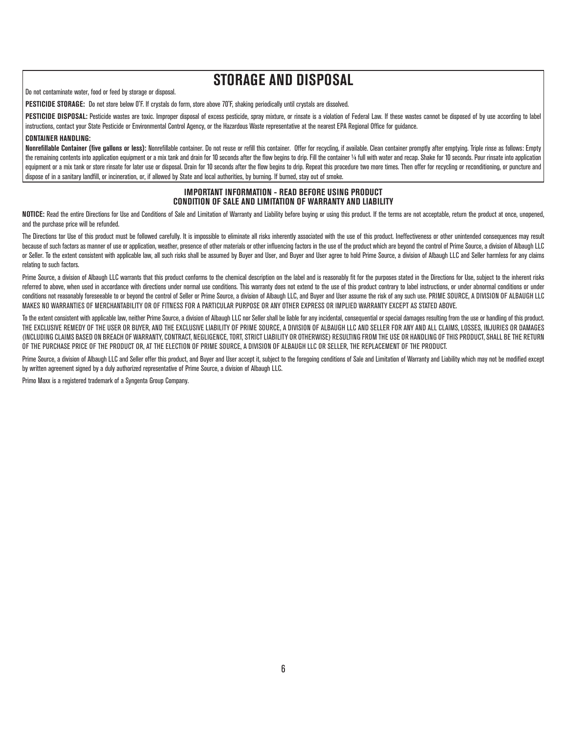# STORAGE AND DISPOSAL

Do not contaminate water, food or feed by storage or disposal.

**PESTICIDE STORAGE:** Do not store below 0˚F. If crystals do form, store above 70˚F, shaking periodically until crystals are dissolved.

**PESTICIDE DISPOSAL:** Pesticide wastes are toxic. Improper disposal of excess pesticide, spray mixture, or rinsate is a violation of Federal Law. If these wastes cannot be disposed of by use according to label instructions, contact your State Pesticide or Environmental Control Agency, or the Hazardous Waste representative at the nearest EPA Regional Office for guidance.

**CONTAINER HANDLING:**

**Nonrefillable Container (five gallons or less):** Nonrefillable container. Do not reuse or refill this container. Offer for recycling, if available. Clean container promptly after emptying. Triple rinse as follows: Empty the remaining contents into application equipment or a mix tank and drain for 10 seconds after the flow begins to drip. Fill the container ¼ full with water and recap. Shake for 10 seconds. Pour rinsate into application equipment or a mix tank or store rinsate for later use or disposal. Drain for 10 seconds after the flow begins to drip. Repeat this procedure two more times. Then offer for recycling or reconditioning, or puncture and dispose of in a sanitary landfill, or incineration, or, if allowed by State and local authorities, by burning. If burned, stay out of smoke.

## IMPORTANT INFORMATION - READ BEFORE USING PRODUCT
## CONDITION OF SALE AND LIMITATION OF WARRANTY AND LIABILITY

**NOTICE:** Read the entire Directions for Use and Conditions of Sale and Limitation of Warranty and Liability before buying or using this product. If the terms are not acceptable, return the product at once, unopened, and the purchase price will be refunded.

The Directions tor Use of this product must be followed carefully. It is impossible to eliminate all risks inherently associated with the use of this product. Ineffectiveness or other unintended consequences may result because of such factors as manner of use or application, weather, presence of other materials or other influencing factors in the use of the product which are beyond the control of Prime Source, a division of Albaugh LLC or Seller. To the extent consistent with applicable law, all such risks shall be assumed by Buyer and User, and Buyer and User agree to hold Prime Source, a division of Albaugh LLC and Seller harmless for any claims relating to such factors.

Prime Source, a division of Albaugh LLC warrants that this product conforms to the chemical description on the label and is reasonably fit for the purposes stated in the Directions for Use, subject to the inherent risks referred to above, when used in accordance with directions under normal use conditions. This warranty does not extend to the use of this product contrary to label instructions, or under abnormal conditions or under conditions not reasonably foreseeable to or beyond the control of Seller or Prime Source, a division of Albaugh LLC, and Buyer and User assume the risk of any such use. PRIME SOURCE, A DIVISION OF ALBAUGH LLC MAKES NO WARRANTIES OF MERCHANTABILITY OR OF FITNESS FOR A PARTICULAR PURPOSE OR ANY OTHER EXPRESS OR IMPLIED WARRANTY EXCEPT AS STATED ABOVE.

To the extent consistent with applicable law, neither Prime Source, a division of Albaugh LLC nor Seller shall be liable for any incidental, consequential or special damages resulting from the use or handling of this product. THE EXCLUSIVE REMEDY OF THE USER OR BUYER, AND THE EXCLUSIVE LIABILITY OF PRIME SOURCE, A DIVISION OF ALBAUGH LLC AND SELLER FOR ANY AND ALL CLAIMS, LOSSES, INJURIES OR DAMAGES (INCLUDING CLAIMS BASED ON BREACH OF WARRANTY, CONTRACT, NEGLIGENCE, TORT, STRICT LIABILITY OR OTHERWISE) RESULTING FROM THE USE OR HANDLING OF THIS PRODUCT, SHALL BE THE RETURN OF THE PURCHASE PRICE OF THE PRODUCT OR, AT THE ELECTION OF PRIME SOURCE, A DIVISION OF ALBAUGH LLC OR SELLER, THE REPLACEMENT OF THE PRODUCT.

Prime Source, a division of Albaugh LLC and Seller offer this product, and Buyer and User accept it, subject to the foregoing conditions of Sale and Limitation of Warranty and Liability which may not be modified except by written agreement signed by a duly authorized representative of Prime Source, a division of Albaugh LLC.

Primo Maxx is a registered trademark of a Syngenta Group Company.